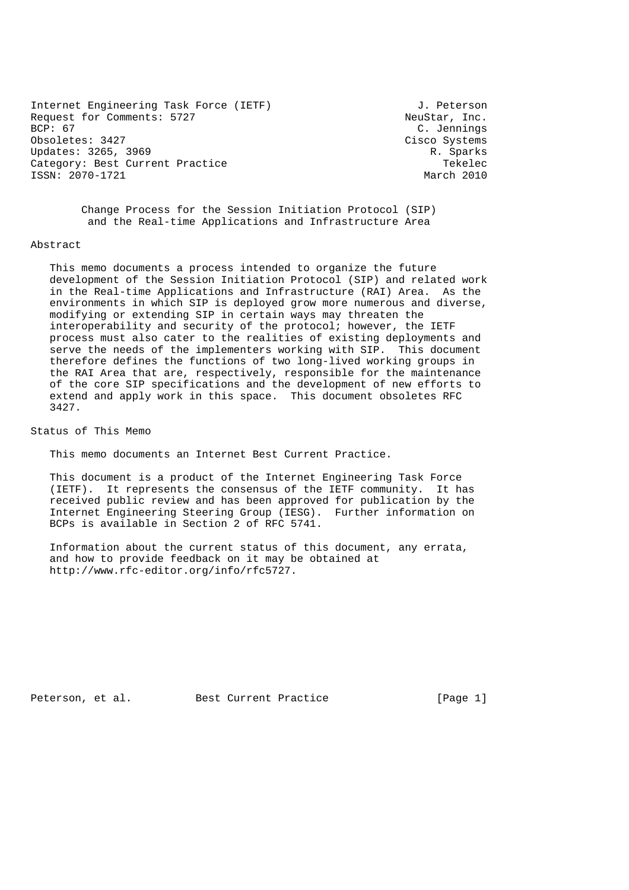Internet Engineering Task Force (IETF) J. Peterson
Request for Comments: 5727 NeuStar, Inc.
BCP: 67 C. Jennings
Obsoletes: 3427 Cisco Systems
Updates: 3265, 3969 R. Sparks
Category: Best Current Practice Tekelec
ISSN: 2070-1721 March 2010

# Change Process for the Session Initiation Protocol (SIP) and the Real-time Applications and Infrastructure Area

## Abstract

This memo documents a process intended to organize the future development of the Session Initiation Protocol (SIP) and related work in the Real-time Applications and Infrastructure (RAI) Area. As the environments in which SIP is deployed grow more numerous and diverse, modifying or extending SIP in certain ways may threaten the interoperability and security of the protocol; however, the IETF process must also cater to the realities of existing deployments and serve the needs of the implementers working with SIP. This document therefore defines the functions of two long-lived working groups in the RAI Area that are, respectively, responsible for the maintenance of the core SIP specifications and the development of new efforts to extend and apply work in this space. This document obsoletes RFC 3427.

## Status of This Memo

This memo documents an Internet Best Current Practice.

This document is a product of the Internet Engineering Task Force (IETF). It represents the consensus of the IETF community. It has received public review and has been approved for publication by the Internet Engineering Steering Group (IESG). Further information on BCPs is available in Section 2 of RFC 5741.

Information about the current status of this document, any errata, and how to provide feedback on it may be obtained at http://www.rfc-editor.org/info/rfc5727.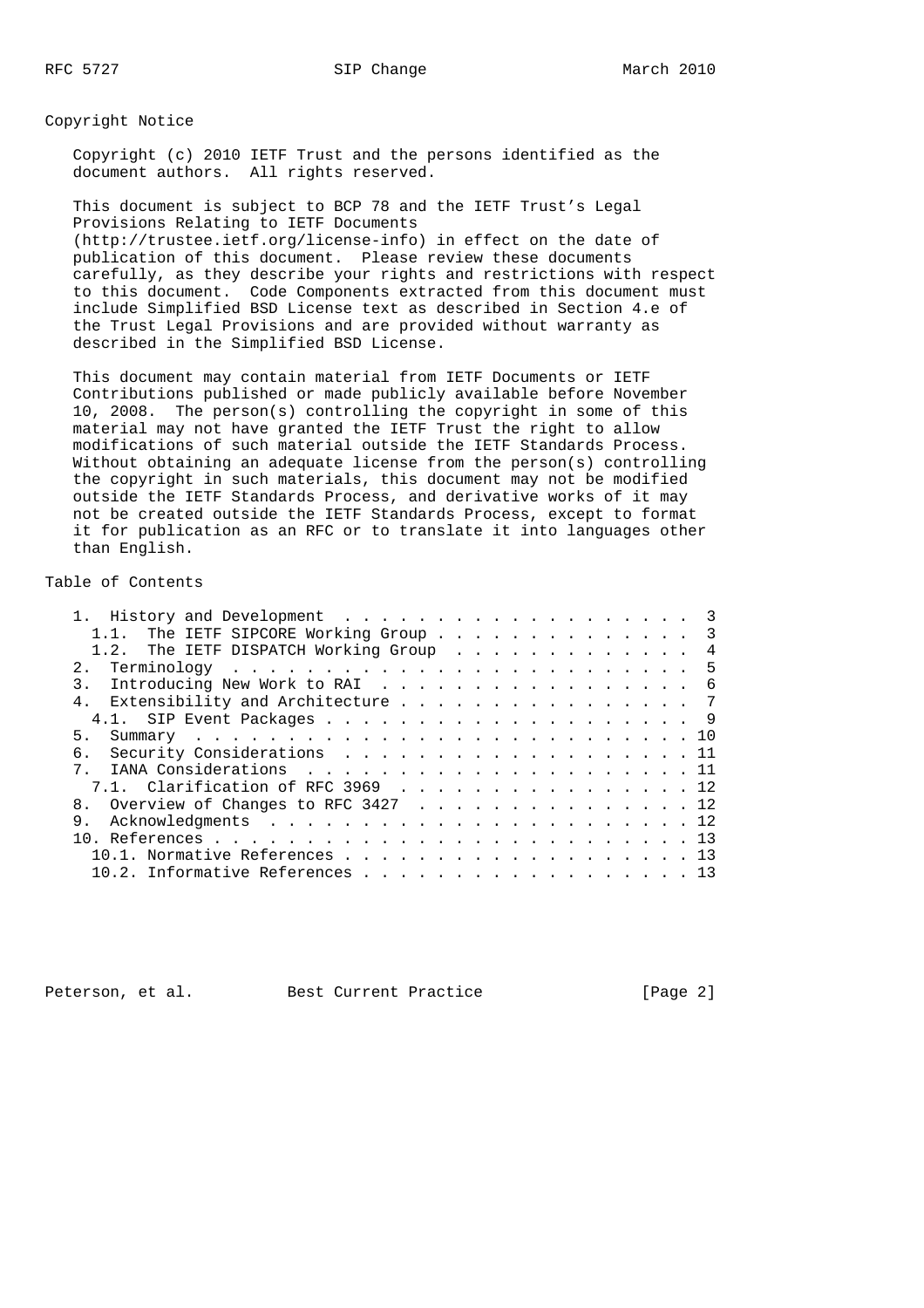## Copyright Notice

Copyright (c) 2010 IETF Trust and the persons identified as the document authors. All rights reserved.

This document is subject to BCP 78 and the IETF Trust's Legal Provisions Relating to IETF Documents (http://trustee.ietf.org/license-info) in effect on the date of publication of this document. Please review these documents carefully, as they describe your rights and restrictions with respect to this document. Code Components extracted from this document must include Simplified BSD License text as described in Section 4.e of the Trust Legal Provisions and are provided without warranty as described in the Simplified BSD License.

This document may contain material from IETF Documents or IETF Contributions published or made publicly available before November 10, 2008. The person(s) controlling the copyright in some of this material may not have granted the IETF Trust the right to allow modifications of such material outside the IETF Standards Process. Without obtaining an adequate license from the person(s) controlling the copyright in such materials, this document may not be modified outside the IETF Standards Process, and derivative works of it may not be created outside the IETF Standards Process, except to format it for publication as an RFC or to translate it into languages other than English.

## Table of Contents

```
   1.  History and Development  . . . . . . . . . . . . . . . . . . .  3
     1.1.  The IETF SIPCORE Working Group . . . . . . . . . . . . . .  3
     1.2.  The IETF DISPATCH Working Group  . . . . . . . . . . . . .  4
   2.  Terminology  . . . . . . . . . . . . . . . . . . . . . . . . .  5
   3.  Introducing New Work to RAI  . . . . . . . . . . . . . . . . .  6
   4.  Extensibility and Architecture . . . . . . . . . . . . . . . .  7
     4.1.  SIP Event Packages . . . . . . . . . . . . . . . . . . . .  9
   5.  Summary  . . . . . . . . . . . . . . . . . . . . . . . . . . . 10
   6.  Security Considerations  . . . . . . . . . . . . . . . . . . . 11
   7.  IANA Considerations  . . . . . . . . . . . . . . . . . . . . . 11
     7.1.  Clarification of RFC 3969  . . . . . . . . . . . . . . . . 12
   8.  Overview of Changes to RFC 3427  . . . . . . . . . . . . . . . 12
   9.  Acknowledgments  . . . . . . . . . . . . . . . . . . . . . . . 12
   10. References . . . . . . . . . . . . . . . . . . . . . . . . . . 13
     10.1. Normative References . . . . . . . . . . . . . . . . . . . 13
     10.2. Informative References . . . . . . . . . . . . . . . . . . 13
```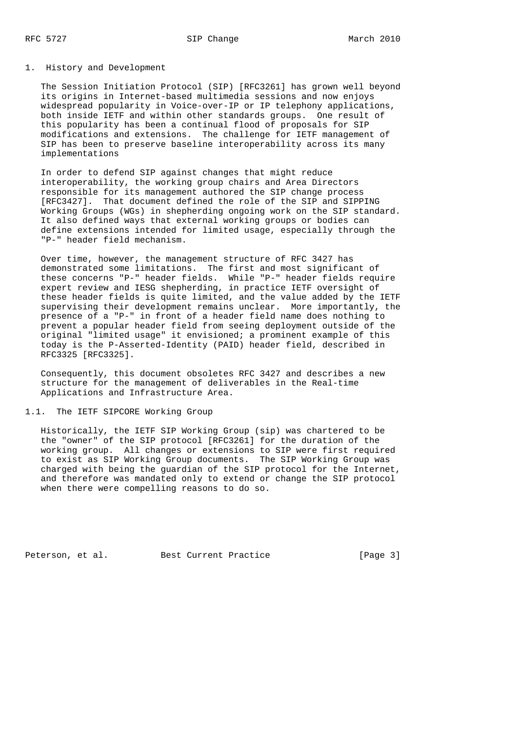# 1. History and Development

The Session Initiation Protocol (SIP) [RFC3261] has grown well beyond its origins in Internet-based multimedia sessions and now enjoys widespread popularity in Voice-over-IP or IP telephony applications, both inside IETF and within other standards groups. One result of this popularity has been a continual flood of proposals for SIP modifications and extensions. The challenge for IETF management of SIP has been to preserve baseline interoperability across its many implementations

In order to defend SIP against changes that might reduce interoperability, the working group chairs and Area Directors responsible for its management authored the SIP change process [RFC3427]. That document defined the role of the SIP and SIPPING Working Groups (WGs) in shepherding ongoing work on the SIP standard. It also defined ways that external working groups or bodies can define extensions intended for limited usage, especially through the "P-" header field mechanism.

Over time, however, the management structure of RFC 3427 has demonstrated some limitations. The first and most significant of these concerns "P-" header fields. While "P-" header fields require expert review and IESG shepherding, in practice IETF oversight of these header fields is quite limited, and the value added by the IETF supervising their development remains unclear. More importantly, the presence of a "P-" in front of a header field name does nothing to prevent a popular header field from seeing deployment outside of the original "limited usage" it envisioned; a prominent example of this today is the P-Asserted-Identity (PAID) header field, described in RFC3325 [RFC3325].

Consequently, this document obsoletes RFC 3427 and describes a new structure for the management of deliverables in the Real-time Applications and Infrastructure Area.

## 1.1. The IETF SIPCORE Working Group

Historically, the IETF SIP Working Group (sip) was chartered to be the "owner" of the SIP protocol [RFC3261] for the duration of the working group. All changes or extensions to SIP were first required to exist as SIP Working Group documents. The SIP Working Group was charged with being the guardian of the SIP protocol for the Internet, and therefore was mandated only to extend or change the SIP protocol when there were compelling reasons to do so.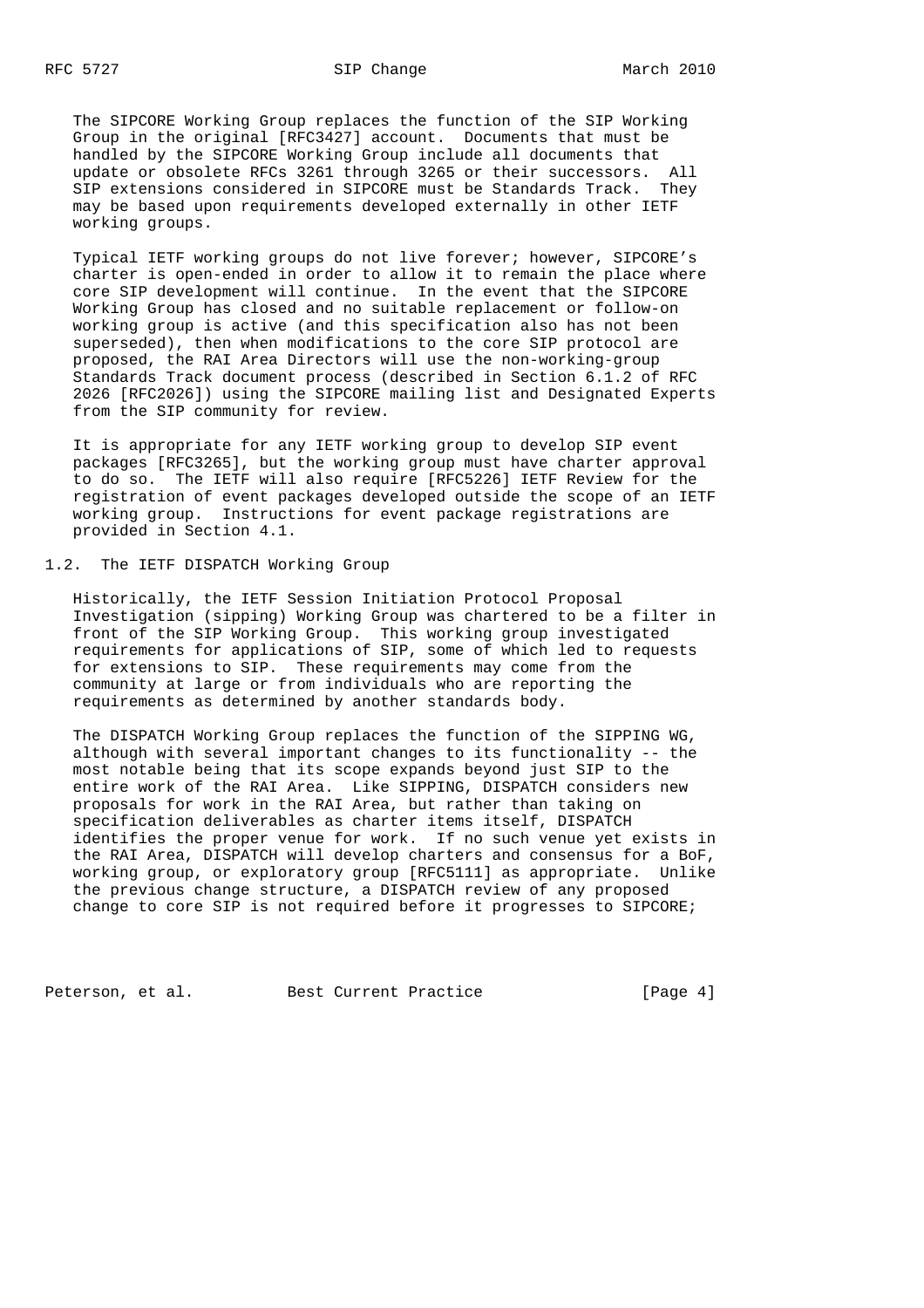The SIPCORE Working Group replaces the function of the SIP Working Group in the original [RFC3427] account. Documents that must be handled by the SIPCORE Working Group include all documents that update or obsolete RFCs 3261 through 3265 or their successors. All SIP extensions considered in SIPCORE must be Standards Track. They may be based upon requirements developed externally in other IETF working groups.

Typical IETF working groups do not live forever; however, SIPCORE's charter is open-ended in order to allow it to remain the place where core SIP development will continue. In the event that the SIPCORE Working Group has closed and no suitable replacement or follow-on working group is active (and this specification also has not been superseded), then when modifications to the core SIP protocol are proposed, the RAI Area Directors will use the non-working-group Standards Track document process (described in Section 6.1.2 of RFC 2026 [RFC2026]) using the SIPCORE mailing list and Designated Experts from the SIP community for review.

It is appropriate for any IETF working group to develop SIP event packages [RFC3265], but the working group must have charter approval to do so. The IETF will also require [RFC5226] IETF Review for the registration of event packages developed outside the scope of an IETF working group. Instructions for event package registrations are provided in Section 4.1.

## 1.2. The IETF DISPATCH Working Group

Historically, the IETF Session Initiation Protocol Proposal Investigation (sipping) Working Group was chartered to be a filter in front of the SIP Working Group. This working group investigated requirements for applications of SIP, some of which led to requests for extensions to SIP. These requirements may come from the community at large or from individuals who are reporting the requirements as determined by another standards body.

The DISPATCH Working Group replaces the function of the SIPPING WG, although with several important changes to its functionality -- the most notable being that its scope expands beyond just SIP to the entire work of the RAI Area. Like SIPPING, DISPATCH considers new proposals for work in the RAI Area, but rather than taking on specification deliverables as charter items itself, DISPATCH identifies the proper venue for work. If no such venue yet exists in the RAI Area, DISPATCH will develop charters and consensus for a BoF, working group, or exploratory group [RFC5111] as appropriate. Unlike the previous change structure, a DISPATCH review of any proposed change to core SIP is not required before it progresses to SIPCORE;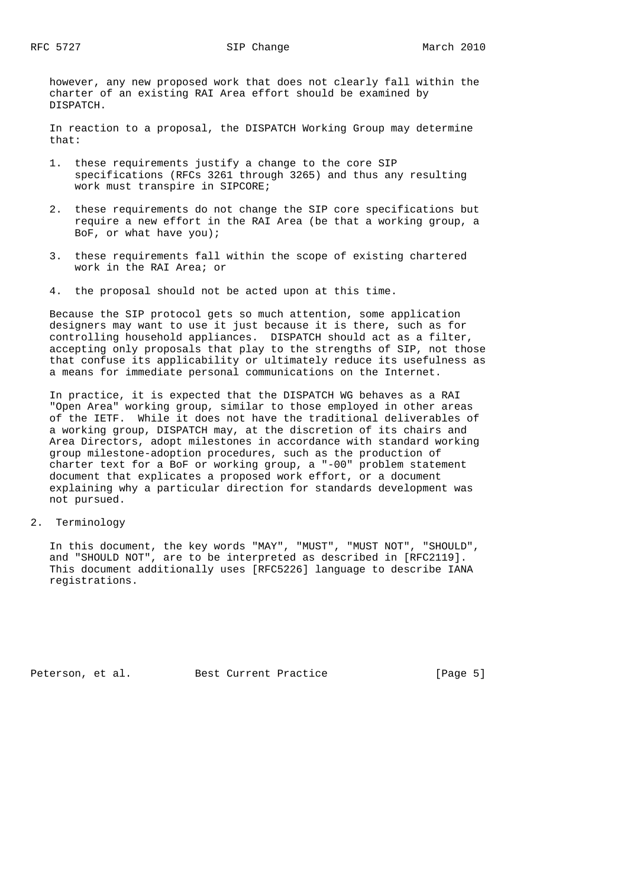however, any new proposed work that does not clearly fall within the charter of an existing RAI Area effort should be examined by DISPATCH.

In reaction to a proposal, the DISPATCH Working Group may determine that:

1. these requirements justify a change to the core SIP specifications (RFCs 3261 through 3265) and thus any resulting work must transpire in SIPCORE;

2. these requirements do not change the SIP core specifications but require a new effort in the RAI Area (be that a working group, a BoF, or what have you);

3. these requirements fall within the scope of existing chartered work in the RAI Area; or

4. the proposal should not be acted upon at this time.

Because the SIP protocol gets so much attention, some application designers may want to use it just because it is there, such as for controlling household appliances. DISPATCH should act as a filter, accepting only proposals that play to the strengths of SIP, not those that confuse its applicability or ultimately reduce its usefulness as a means for immediate personal communications on the Internet.

In practice, it is expected that the DISPATCH WG behaves as a RAI "Open Area" working group, similar to those employed in other areas of the IETF. While it does not have the traditional deliverables of a working group, DISPATCH may, at the discretion of its chairs and Area Directors, adopt milestones in accordance with standard working group milestone-adoption procedures, such as the production of charter text for a BoF or working group, a "-00" problem statement document that explicates a proposed work effort, or a document explaining why a particular direction for standards development was not pursued.

## 2. Terminology

In this document, the key words "MAY", "MUST", "MUST NOT", "SHOULD", and "SHOULD NOT", are to be interpreted as described in [RFC2119]. This document additionally uses [RFC5226] language to describe IANA registrations.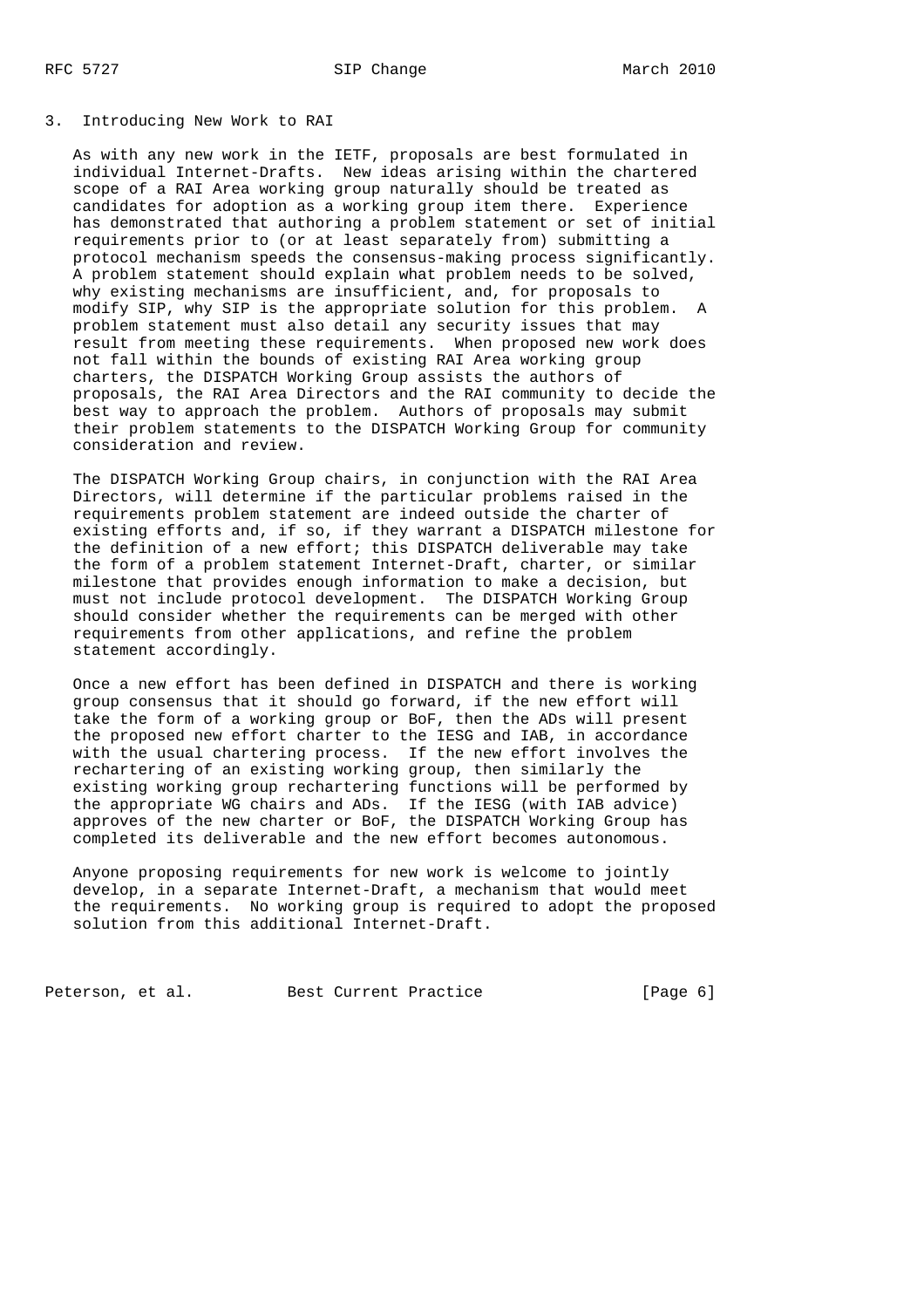## 3. Introducing New Work to RAI

As with any new work in the IETF, proposals are best formulated in individual Internet-Drafts. New ideas arising within the chartered scope of a RAI Area working group naturally should be treated as candidates for adoption as a working group item there. Experience has demonstrated that authoring a problem statement or set of initial requirements prior to (or at least separately from) submitting a protocol mechanism speeds the consensus-making process significantly. A problem statement should explain what problem needs to be solved, why existing mechanisms are insufficient, and, for proposals to modify SIP, why SIP is the appropriate solution for this problem. A problem statement must also detail any security issues that may result from meeting these requirements. When proposed new work does not fall within the bounds of existing RAI Area working group charters, the DISPATCH Working Group assists the authors of proposals, the RAI Area Directors and the RAI community to decide the best way to approach the problem. Authors of proposals may submit their problem statements to the DISPATCH Working Group for community consideration and review.

The DISPATCH Working Group chairs, in conjunction with the RAI Area Directors, will determine if the particular problems raised in the requirements problem statement are indeed outside the charter of existing efforts and, if so, if they warrant a DISPATCH milestone for the definition of a new effort; this DISPATCH deliverable may take the form of a problem statement Internet-Draft, charter, or similar milestone that provides enough information to make a decision, but must not include protocol development. The DISPATCH Working Group should consider whether the requirements can be merged with other requirements from other applications, and refine the problem statement accordingly.

Once a new effort has been defined in DISPATCH and there is working group consensus that it should go forward, if the new effort will take the form of a working group or BoF, then the ADs will present the proposed new effort charter to the IESG and IAB, in accordance with the usual chartering process. If the new effort involves the rechartering of an existing working group, then similarly the existing working group rechartering functions will be performed by the appropriate WG chairs and ADs. If the IESG (with IAB advice) approves of the new charter or BoF, the DISPATCH Working Group has completed its deliverable and the new effort becomes autonomous.

Anyone proposing requirements for new work is welcome to jointly develop, in a separate Internet-Draft, a mechanism that would meet the requirements. No working group is required to adopt the proposed solution from this additional Internet-Draft.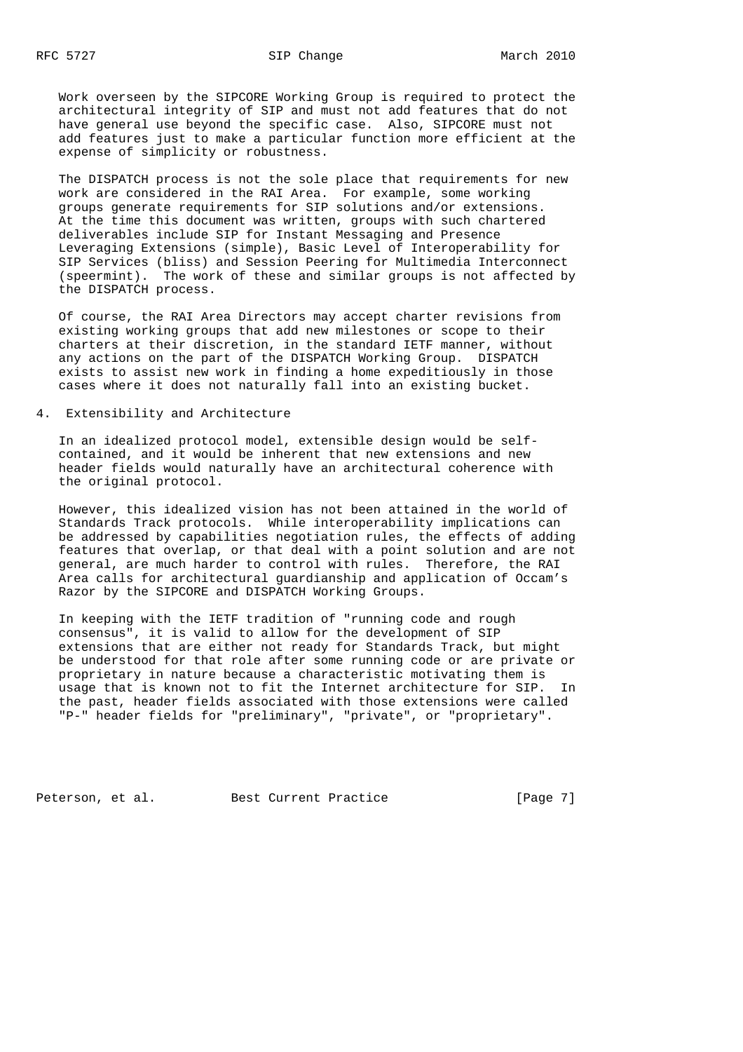Work overseen by the SIPCORE Working Group is required to protect the architectural integrity of SIP and must not add features that do not have general use beyond the specific case. Also, SIPCORE must not add features just to make a particular function more efficient at the expense of simplicity or robustness.

The DISPATCH process is not the sole place that requirements for new work are considered in the RAI Area. For example, some working groups generate requirements for SIP solutions and/or extensions. At the time this document was written, groups with such chartered deliverables include SIP for Instant Messaging and Presence Leveraging Extensions (simple), Basic Level of Interoperability for SIP Services (bliss) and Session Peering for Multimedia Interconnect (speermint). The work of these and similar groups is not affected by the DISPATCH process.

Of course, the RAI Area Directors may accept charter revisions from existing working groups that add new milestones or scope to their charters at their discretion, in the standard IETF manner, without any actions on the part of the DISPATCH Working Group. DISPATCH exists to assist new work in finding a home expeditiously in those cases where it does not naturally fall into an existing bucket.

## 4. Extensibility and Architecture

In an idealized protocol model, extensible design would be self-contained, and it would be inherent that new extensions and new header fields would naturally have an architectural coherence with the original protocol.

However, this idealized vision has not been attained in the world of Standards Track protocols. While interoperability implications can be addressed by capabilities negotiation rules, the effects of adding features that overlap, or that deal with a point solution and are not general, are much harder to control with rules. Therefore, the RAI Area calls for architectural guardianship and application of Occam's Razor by the SIPCORE and DISPATCH Working Groups.

In keeping with the IETF tradition of "running code and rough consensus", it is valid to allow for the development of SIP extensions that are either not ready for Standards Track, but might be understood for that role after some running code or are private or proprietary in nature because a characteristic motivating them is usage that is known not to fit the Internet architecture for SIP. In the past, header fields associated with those extensions were called "P-" header fields for "preliminary", "private", or "proprietary".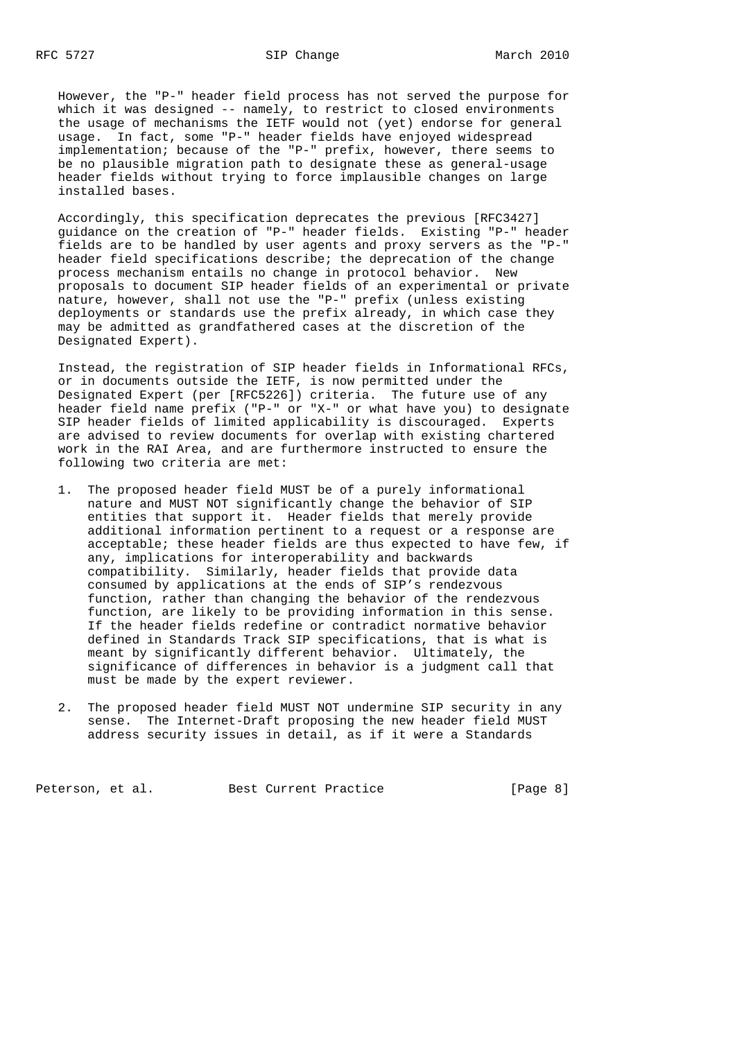However, the "P-" header field process has not served the purpose for which it was designed -- namely, to restrict to closed environments the usage of mechanisms the IETF would not (yet) endorse for general usage. In fact, some "P-" header fields have enjoyed widespread implementation; because of the "P-" prefix, however, there seems to be no plausible migration path to designate these as general-usage header fields without trying to force implausible changes on large installed bases.

Accordingly, this specification deprecates the previous [RFC3427] guidance on the creation of "P-" header fields. Existing "P-" header fields are to be handled by user agents and proxy servers as the "P-" header field specifications describe; the deprecation of the change process mechanism entails no change in protocol behavior. New proposals to document SIP header fields of an experimental or private nature, however, shall not use the "P-" prefix (unless existing deployments or standards use the prefix already, in which case they may be admitted as grandfathered cases at the discretion of the Designated Expert).

Instead, the registration of SIP header fields in Informational RFCs, or in documents outside the IETF, is now permitted under the Designated Expert (per [RFC5226]) criteria. The future use of any header field name prefix ("P-" or "X-" or what have you) to designate SIP header fields of limited applicability is discouraged. Experts are advised to review documents for overlap with existing chartered work in the RAI Area, and are furthermore instructed to ensure the following two criteria are met:

1. The proposed header field MUST be of a purely informational nature and MUST NOT significantly change the behavior of SIP entities that support it. Header fields that merely provide additional information pertinent to a request or a response are acceptable; these header fields are thus expected to have few, if any, implications for interoperability and backwards compatibility. Similarly, header fields that provide data consumed by applications at the ends of SIP's rendezvous function, rather than changing the behavior of the rendezvous function, are likely to be providing information in this sense. If the header fields redefine or contradict normative behavior defined in Standards Track SIP specifications, that is what is meant by significantly different behavior. Ultimately, the significance of differences in behavior is a judgment call that must be made by the expert reviewer.

2. The proposed header field MUST NOT undermine SIP security in any sense. The Internet-Draft proposing the new header field MUST address security issues in detail, as if it were a Standards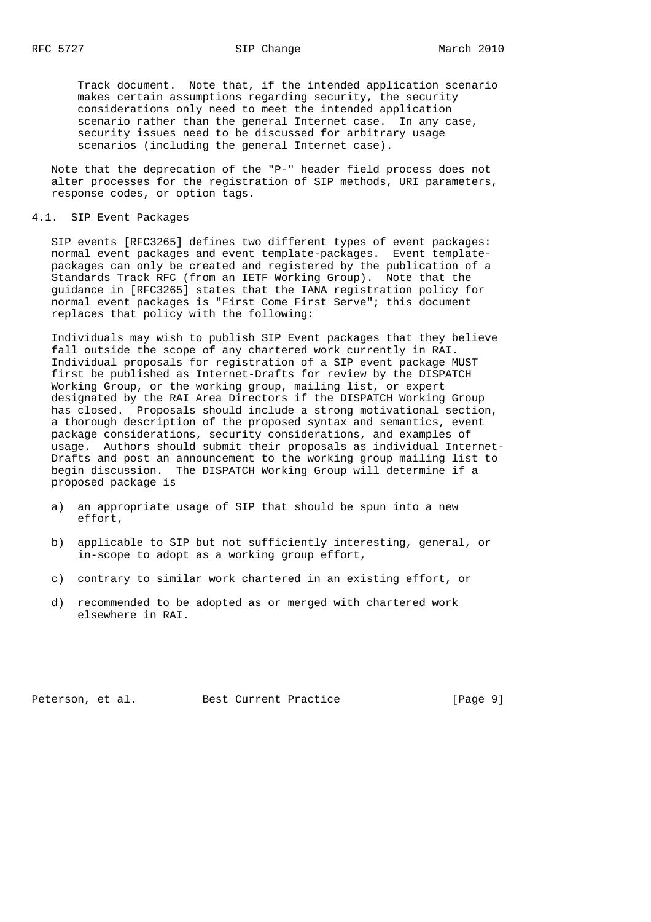Track document. Note that, if the intended application scenario makes certain assumptions regarding security, the security considerations only need to meet the intended application scenario rather than the general Internet case. In any case, security issues need to be discussed for arbitrary usage scenarios (including the general Internet case).

Note that the deprecation of the "P-" header field process does not alter processes for the registration of SIP methods, URI parameters, response codes, or option tags.

### 4.1. SIP Event Packages

SIP events [RFC3265] defines two different types of event packages: normal event packages and event template-packages. Event template-packages can only be created and registered by the publication of a Standards Track RFC (from an IETF Working Group). Note that the guidance in [RFC3265] states that the IANA registration policy for normal event packages is "First Come First Serve"; this document replaces that policy with the following:

Individuals may wish to publish SIP Event packages that they believe fall outside the scope of any chartered work currently in RAI. Individual proposals for registration of a SIP event package MUST first be published as Internet-Drafts for review by the DISPATCH Working Group, or the working group, mailing list, or expert designated by the RAI Area Directors if the DISPATCH Working Group has closed. Proposals should include a strong motivational section, a thorough description of the proposed syntax and semantics, event package considerations, security considerations, and examples of usage. Authors should submit their proposals as individual Internet-Drafts and post an announcement to the working group mailing list to begin discussion. The DISPATCH Working Group will determine if a proposed package is

a) an appropriate usage of SIP that should be spun into a new effort,

b) applicable to SIP but not sufficiently interesting, general, or in-scope to adopt as a working group effort,

c) contrary to similar work chartered in an existing effort, or

d) recommended to be adopted as or merged with chartered work elsewhere in RAI.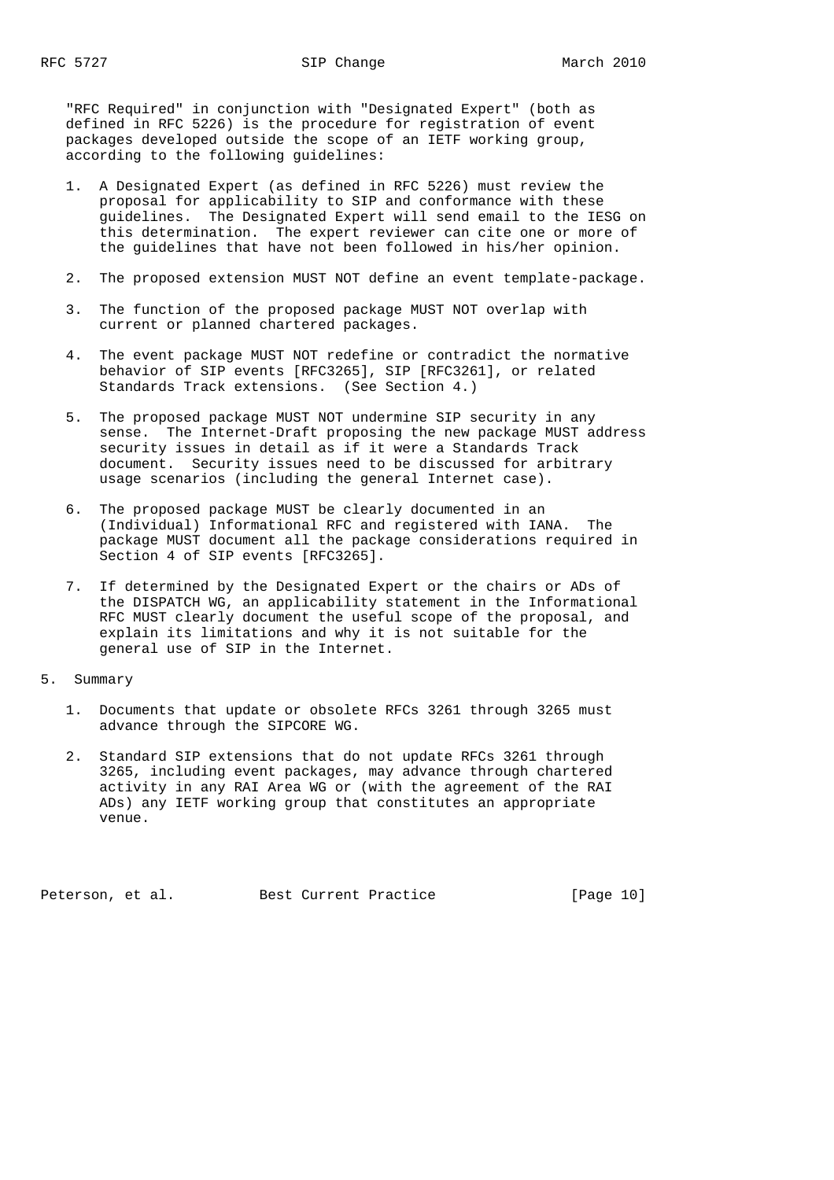"RFC Required" in conjunction with "Designated Expert" (both as defined in RFC 5226) is the procedure for registration of event packages developed outside the scope of an IETF working group, according to the following guidelines:

1. A Designated Expert (as defined in RFC 5226) must review the proposal for applicability to SIP and conformance with these guidelines. The Designated Expert will send email to the IESG on this determination. The expert reviewer can cite one or more of the guidelines that have not been followed in his/her opinion.

2. The proposed extension MUST NOT define an event template-package.

3. The function of the proposed package MUST NOT overlap with current or planned chartered packages.

4. The event package MUST NOT redefine or contradict the normative behavior of SIP events [RFC3265], SIP [RFC3261], or related Standards Track extensions. (See Section 4.)

5. The proposed package MUST NOT undermine SIP security in any sense. The Internet-Draft proposing the new package MUST address security issues in detail as if it were a Standards Track document. Security issues need to be discussed for arbitrary usage scenarios (including the general Internet case).

6. The proposed package MUST be clearly documented in an (Individual) Informational RFC and registered with IANA. The package MUST document all the package considerations required in Section 4 of SIP events [RFC3265].

7. If determined by the Designated Expert or the chairs or ADs of the DISPATCH WG, an applicability statement in the Informational RFC MUST clearly document the useful scope of the proposal, and explain its limitations and why it is not suitable for the general use of SIP in the Internet.

# 5. Summary

1. Documents that update or obsolete RFCs 3261 through 3265 must advance through the SIPCORE WG.

2. Standard SIP extensions that do not update RFCs 3261 through 3265, including event packages, may advance through chartered activity in any RAI Area WG or (with the agreement of the RAI ADs) any IETF working group that constitutes an appropriate venue.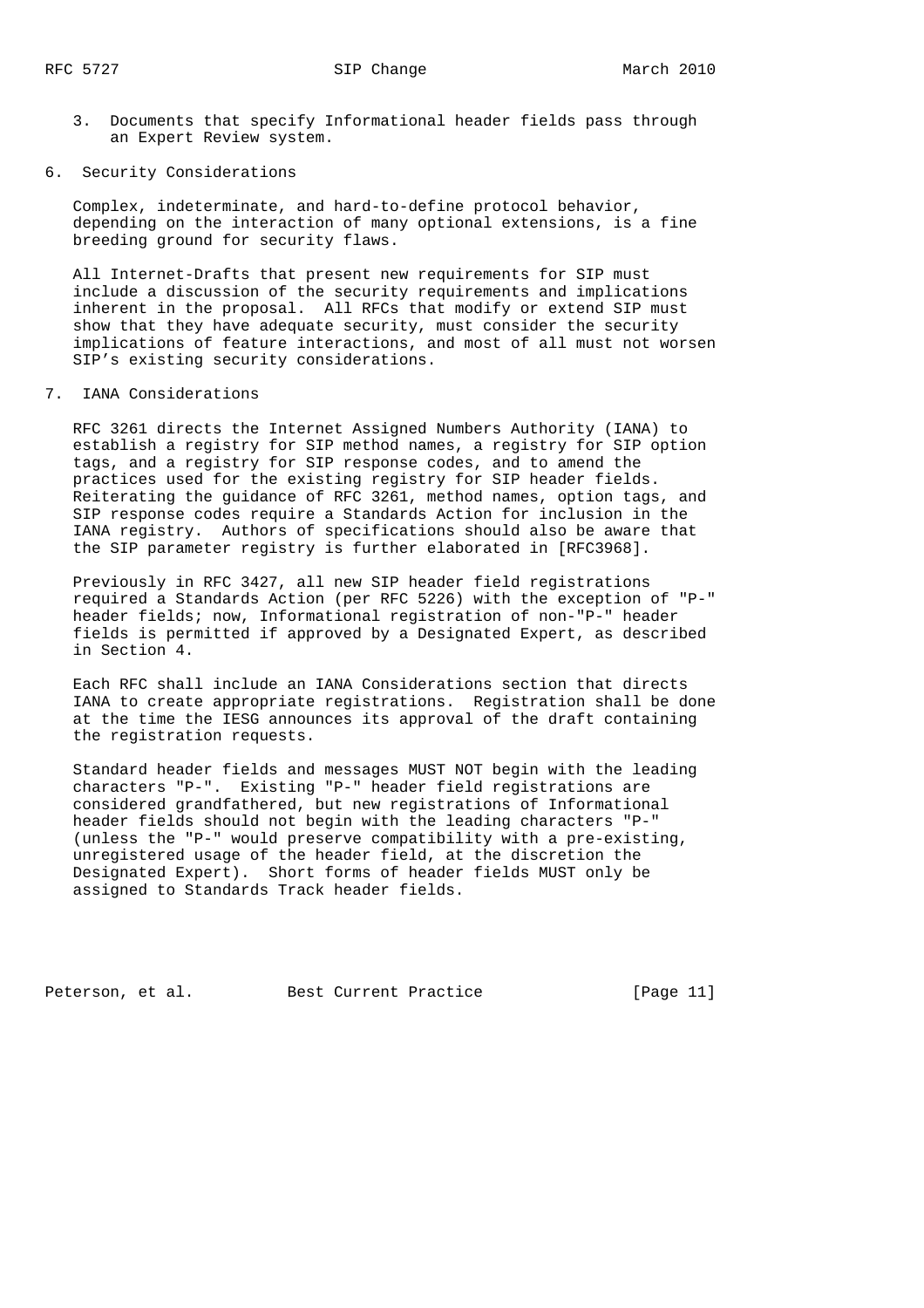3. Documents that specify Informational header fields pass through an Expert Review system.

## 6. Security Considerations

Complex, indeterminate, and hard-to-define protocol behavior, depending on the interaction of many optional extensions, is a fine breeding ground for security flaws.

All Internet-Drafts that present new requirements for SIP must include a discussion of the security requirements and implications inherent in the proposal. All RFCs that modify or extend SIP must show that they have adequate security, must consider the security implications of feature interactions, and most of all must not worsen SIP's existing security considerations.

## 7. IANA Considerations

RFC 3261 directs the Internet Assigned Numbers Authority (IANA) to establish a registry for SIP method names, a registry for SIP option tags, and a registry for SIP response codes, and to amend the practices used for the existing registry for SIP header fields. Reiterating the guidance of RFC 3261, method names, option tags, and SIP response codes require a Standards Action for inclusion in the IANA registry. Authors of specifications should also be aware that the SIP parameter registry is further elaborated in [RFC3968].

Previously in RFC 3427, all new SIP header field registrations required a Standards Action (per RFC 5226) with the exception of "P-" header fields; now, Informational registration of non-"P-" header fields is permitted if approved by a Designated Expert, as described in Section 4.

Each RFC shall include an IANA Considerations section that directs IANA to create appropriate registrations. Registration shall be done at the time the IESG announces its approval of the draft containing the registration requests.

Standard header fields and messages MUST NOT begin with the leading characters "P-". Existing "P-" header field registrations are considered grandfathered, but new registrations of Informational header fields should not begin with the leading characters "P-" (unless the "P-" would preserve compatibility with a pre-existing, unregistered usage of the header field, at the discretion the Designated Expert). Short forms of header fields MUST only be assigned to Standards Track header fields.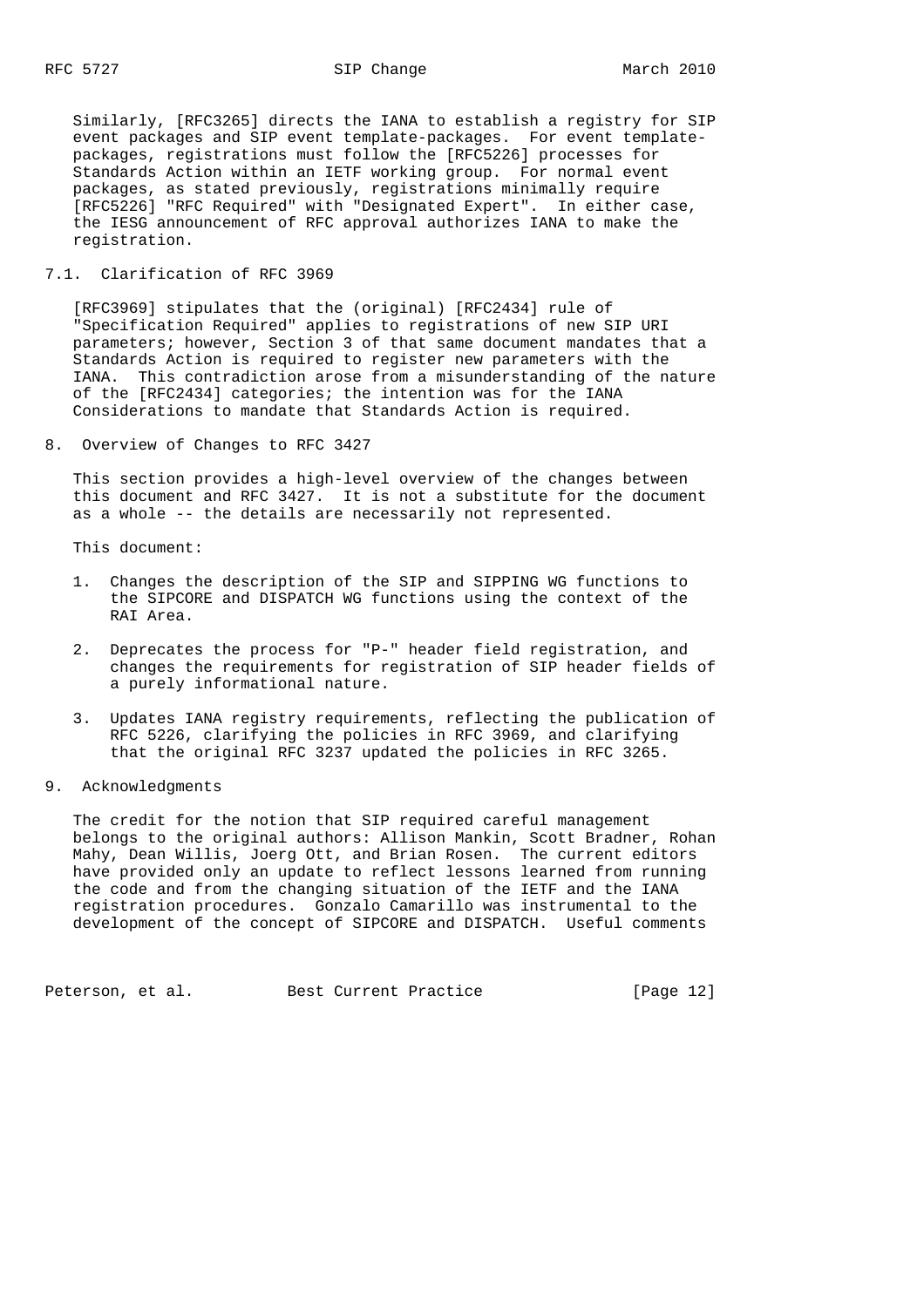Similarly, [RFC3265] directs the IANA to establish a registry for SIP event packages and SIP event template-packages. For event template-packages, registrations must follow the [RFC5226] processes for Standards Action within an IETF working group. For normal event packages, as stated previously, registrations minimally require [RFC5226] "RFC Required" with "Designated Expert". In either case, the IESG announcement of RFC approval authorizes IANA to make the registration.

### 7.1. Clarification of RFC 3969

[RFC3969] stipulates that the (original) [RFC2434] rule of "Specification Required" applies to registrations of new SIP URI parameters; however, Section 3 of that same document mandates that a Standards Action is required to register new parameters with the IANA. This contradiction arose from a misunderstanding of the nature of the [RFC2434] categories; the intention was for the IANA Considerations to mandate that Standards Action is required.

## 8. Overview of Changes to RFC 3427

This section provides a high-level overview of the changes between this document and RFC 3427. It is not a substitute for the document as a whole -- the details are necessarily not represented.

This document:

1. Changes the description of the SIP and SIPPING WG functions to the SIPCORE and DISPATCH WG functions using the context of the RAI Area.

2. Deprecates the process for "P-" header field registration, and changes the requirements for registration of SIP header fields of a purely informational nature.

3. Updates IANA registry requirements, reflecting the publication of RFC 5226, clarifying the policies in RFC 3969, and clarifying that the original RFC 3237 updated the policies in RFC 3265.

## 9. Acknowledgments

The credit for the notion that SIP required careful management belongs to the original authors: Allison Mankin, Scott Bradner, Rohan Mahy, Dean Willis, Joerg Ott, and Brian Rosen. The current editors have provided only an update to reflect lessons learned from running the code and from the changing situation of the IETF and the IANA registration procedures. Gonzalo Camarillo was instrumental to the development of the concept of SIPCORE and DISPATCH. Useful comments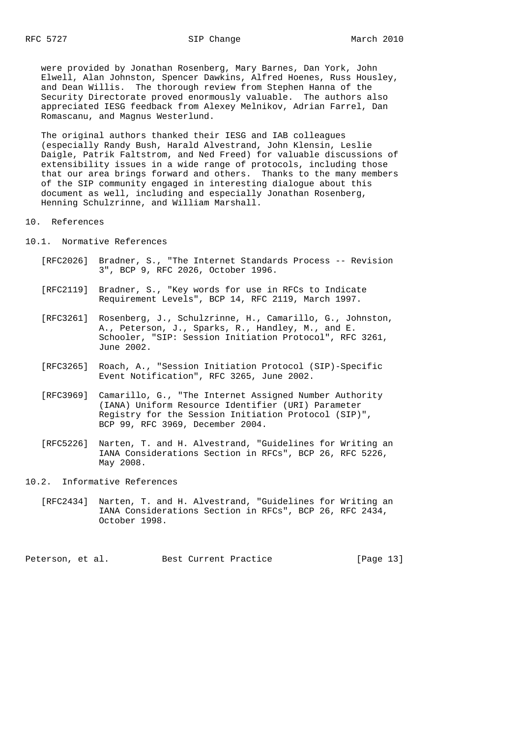were provided by Jonathan Rosenberg, Mary Barnes, Dan York, John Elwell, Alan Johnston, Spencer Dawkins, Alfred Hoenes, Russ Housley, and Dean Willis. The thorough review from Stephen Hanna of the Security Directorate proved enormously valuable. The authors also appreciated IESG feedback from Alexey Melnikov, Adrian Farrel, Dan Romascanu, and Magnus Westerlund.

The original authors thanked their IESG and IAB colleagues (especially Randy Bush, Harald Alvestrand, John Klensin, Leslie Daigle, Patrik Faltstrom, and Ned Freed) for valuable discussions of extensibility issues in a wide range of protocols, including those that our area brings forward and others. Thanks to the many members of the SIP community engaged in interesting dialogue about this document as well, including and especially Jonathan Rosenberg, Henning Schulzrinne, and William Marshall.

## 10. References

### 10.1. Normative References

[RFC2026] Bradner, S., "The Internet Standards Process -- Revision 3", BCP 9, RFC 2026, October 1996.

[RFC2119] Bradner, S., "Key words for use in RFCs to Indicate Requirement Levels", BCP 14, RFC 2119, March 1997.

[RFC3261] Rosenberg, J., Schulzrinne, H., Camarillo, G., Johnston, A., Peterson, J., Sparks, R., Handley, M., and E. Schooler, "SIP: Session Initiation Protocol", RFC 3261, June 2002.

[RFC3265] Roach, A., "Session Initiation Protocol (SIP)-Specific Event Notification", RFC 3265, June 2002.

[RFC3969] Camarillo, G., "The Internet Assigned Number Authority (IANA) Uniform Resource Identifier (URI) Parameter Registry for the Session Initiation Protocol (SIP)", BCP 99, RFC 3969, December 2004.

[RFC5226] Narten, T. and H. Alvestrand, "Guidelines for Writing an IANA Considerations Section in RFCs", BCP 26, RFC 5226, May 2008.

### 10.2. Informative References

[RFC2434] Narten, T. and H. Alvestrand, "Guidelines for Writing an IANA Considerations Section in RFCs", BCP 26, RFC 2434, October 1998.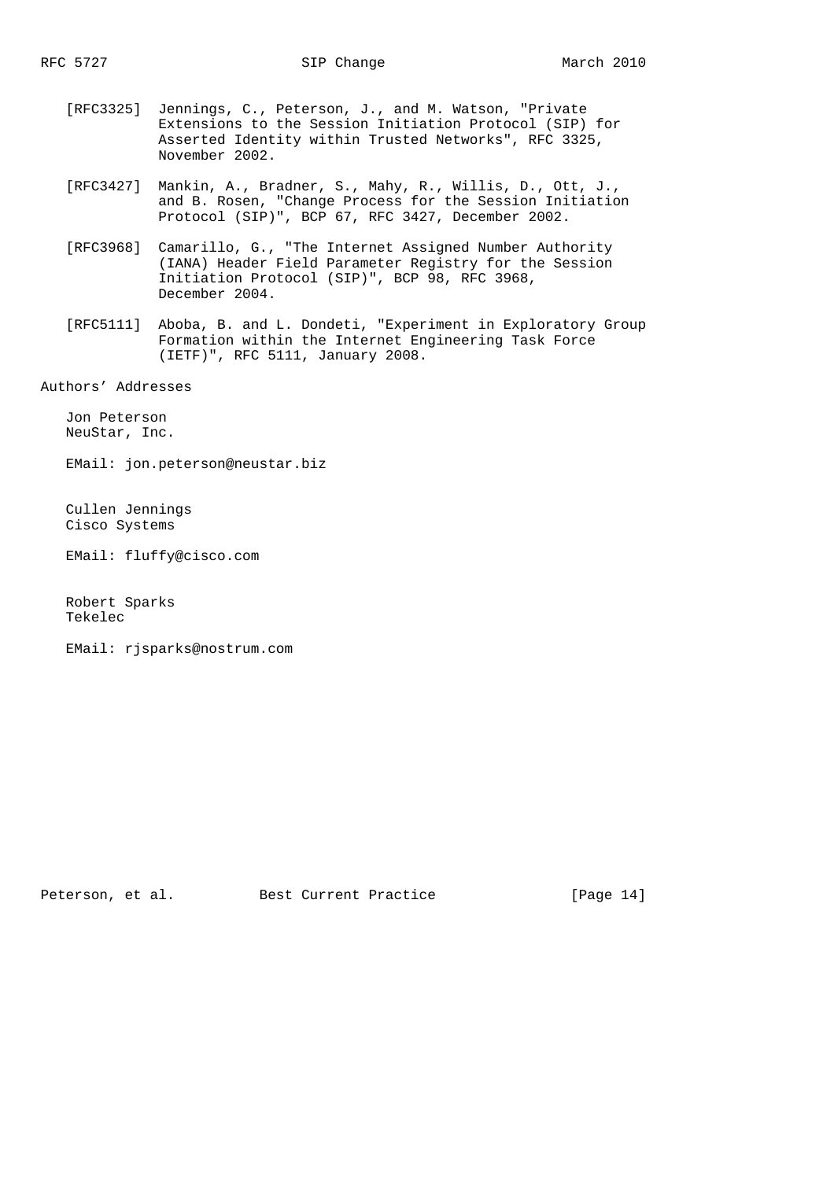[RFC3325] Jennings, C., Peterson, J., and M. Watson, "Private Extensions to the Session Initiation Protocol (SIP) for Asserted Identity within Trusted Networks", RFC 3325, November 2002.

[RFC3427] Mankin, A., Bradner, S., Mahy, R., Willis, D., Ott, J., and B. Rosen, "Change Process for the Session Initiation Protocol (SIP)", BCP 67, RFC 3427, December 2002.

[RFC3968] Camarillo, G., "The Internet Assigned Number Authority (IANA) Header Field Parameter Registry for the Session Initiation Protocol (SIP)", BCP 98, RFC 3968, December 2004.

[RFC5111] Aboba, B. and L. Dondeti, "Experiment in Exploratory Group Formation within the Internet Engineering Task Force (IETF)", RFC 5111, January 2008.

## Authors' Addresses

Jon Peterson
NeuStar, Inc.

EMail: jon.peterson@neustar.biz

Cullen Jennings
Cisco Systems

EMail: fluffy@cisco.com

Robert Sparks
Tekelec

EMail: rjsparks@nostrum.com